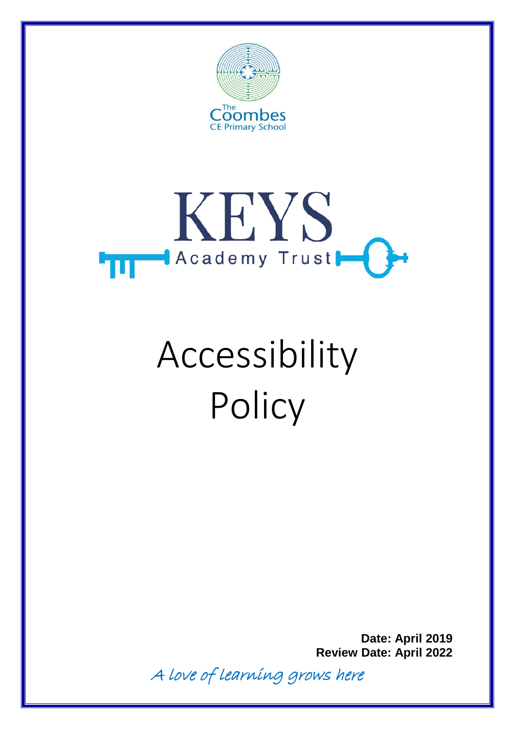The Coombes CE Primary School

KEYS Academy Trust

# Accessibility Policy

**Date: April 2019**
**Review Date: April 2022**

*A love of learning grows here*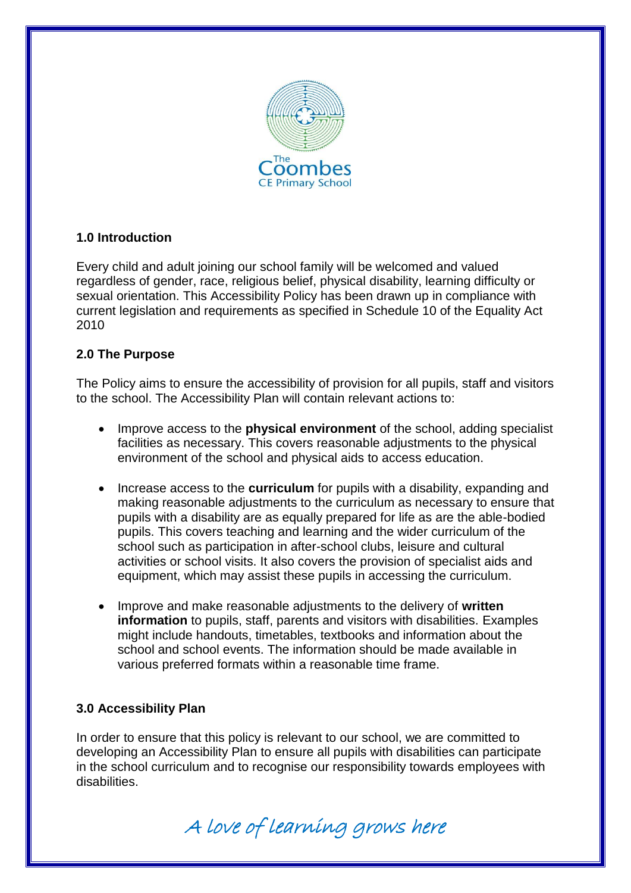The Coombes CE Primary School

**1.0 Introduction**

Every child and adult joining our school family will be welcomed and valued regardless of gender, race, religious belief, physical disability, learning difficulty or sexual orientation. This Accessibility Policy has been drawn up in compliance with current legislation and requirements as specified in Schedule 10 of the Equality Act 2010

**2.0 The Purpose**

The Policy aims to ensure the accessibility of provision for all pupils, staff and visitors to the school. The Accessibility Plan will contain relevant actions to:

- Improve access to the **physical environment** of the school, adding specialist facilities as necessary. This covers reasonable adjustments to the physical environment of the school and physical aids to access education.
- Increase access to the **curriculum** for pupils with a disability, expanding and making reasonable adjustments to the curriculum as necessary to ensure that pupils with a disability are as equally prepared for life as are the able-bodied pupils. This covers teaching and learning and the wider curriculum of the school such as participation in after-school clubs, leisure and cultural activities or school visits. It also covers the provision of specialist aids and equipment, which may assist these pupils in accessing the curriculum.
- Improve and make reasonable adjustments to the delivery of **written information** to pupils, staff, parents and visitors with disabilities. Examples might include handouts, timetables, textbooks and information about the school and school events. The information should be made available in various preferred formats within a reasonable time frame.

**3.0 Accessibility Plan**

In order to ensure that this policy is relevant to our school, we are committed to developing an Accessibility Plan to ensure all pupils with disabilities can participate in the school curriculum and to recognise our responsibility towards employees with disabilities.

*A love of learning grows here*